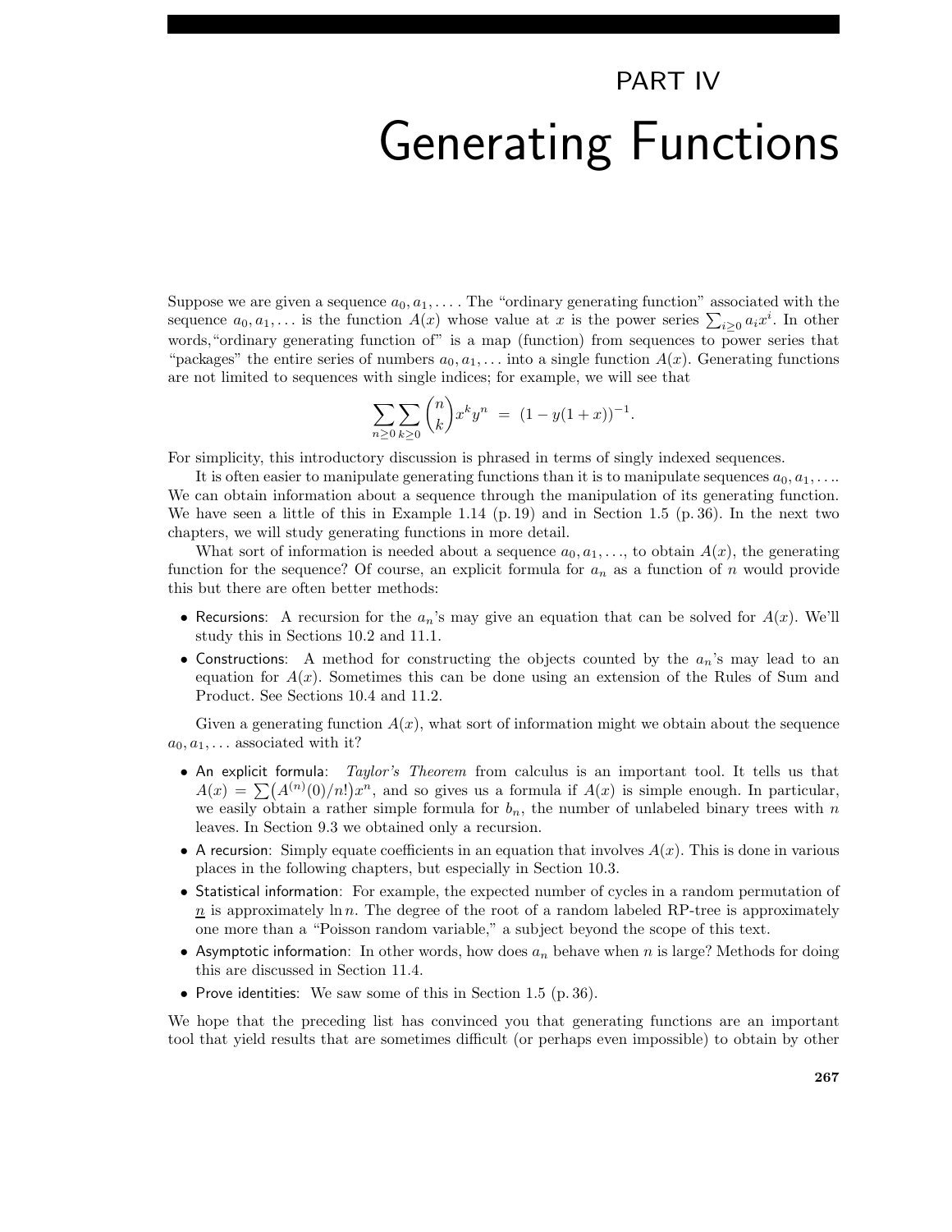# PART IV

# Generating Functions

Suppose we are given a sequence $a_0, a_1, \ldots$. The "ordinary generating function" associated with the sequence $a_0, a_1, \ldots$ is the function $A(x)$ whose value at $x$ is the power series $\sum_{i \geq 0} a_i x^i$. In other words, "ordinary generating function of" is a map (function) from sequences to power series that "packages" the entire series of numbers $a_0, a_1, \ldots$ into a single function $A(x)$. Generating functions are not limited to sequences with single indices; for example, we will see that

$$\sum_{n \geq 0} \sum_{k \geq 0} \binom{n}{k} x^k y^n \;=\; (1 - y(1+x))^{-1}.$$

For simplicity, this introductory discussion is phrased in terms of singly indexed sequences.

It is often easier to manipulate generating functions than it is to manipulate sequences $a_0, a_1, \ldots$. We can obtain information about a sequence through the manipulation of its generating function. We have seen a little of this in Example 1.14 (p. 19) and in Section 1.5 (p. 36). In the next two chapters, we will study generating functions in more detail.

What sort of information is needed about a sequence $a_0, a_1, \ldots$, to obtain $A(x)$, the generating function for the sequence? Of course, an explicit formula for $a_n$ as a function of $n$ would provide this but there are often better methods:

- Recursions: A recursion for the $a_n$'s may give an equation that can be solved for $A(x)$. We'll study this in Sections 10.2 and 11.1.
- Constructions: A method for constructing the objects counted by the $a_n$'s may lead to an equation for $A(x)$. Sometimes this can be done using an extension of the Rules of Sum and Product. See Sections 10.4 and 11.2.

Given a generating function $A(x)$, what sort of information might we obtain about the sequence $a_0, a_1, \ldots$ associated with it?

- An explicit formula: *Taylor's Theorem* from calculus is an important tool. It tells us that $A(x) = \sum \big(A^{(n)}(0)/n!\big)x^n$, and so gives us a formula if $A(x)$ is simple enough. In particular, we easily obtain a rather simple formula for $b_n$, the number of unlabeled binary trees with $n$ leaves. In Section 9.3 we obtained only a recursion.
- A recursion: Simply equate coefficients in an equation that involves $A(x)$. This is done in various places in the following chapters, but especially in Section 10.3.
- Statistical information: For example, the expected number of cycles in a random permutation of $\underline{n}$ is approximately $\ln n$. The degree of the root of a random labeled RP-tree is approximately one more than a "Poisson random variable," a subject beyond the scope of this text.
- Asymptotic information: In other words, how does $a_n$ behave when $n$ is large? Methods for doing this are discussed in Section 11.4.
- Prove identities: We saw some of this in Section 1.5 (p. 36).

We hope that the preceding list has convinced you that generating functions are an important tool that yield results that are sometimes difficult (or perhaps even impossible) to obtain by other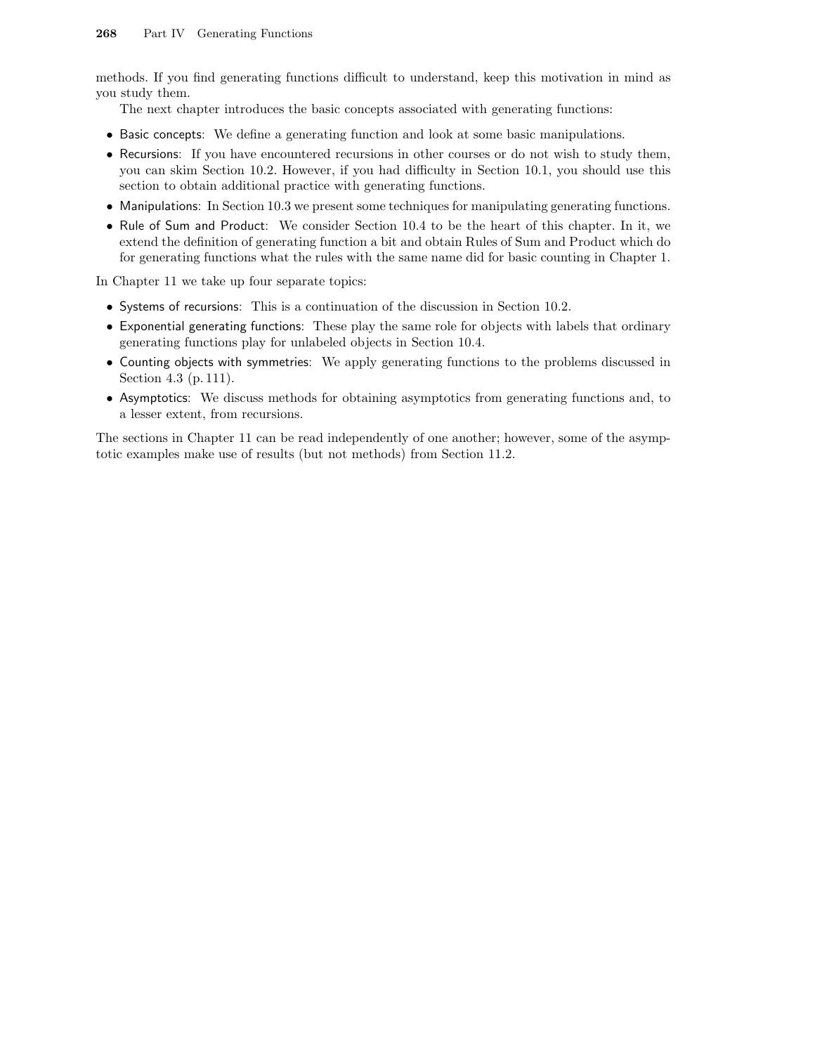methods. If you find generating functions difficult to understand, keep this motivation in mind as you study them.

The next chapter introduces the basic concepts associated with generating functions:

- Basic concepts: We define a generating function and look at some basic manipulations.
- Recursions: If you have encountered recursions in other courses or do not wish to study them, you can skim Section 10.2. However, if you had difficulty in Section 10.1, you should use this section to obtain additional practice with generating functions.
- Manipulations: In Section 10.3 we present some techniques for manipulating generating functions.
- Rule of Sum and Product: We consider Section 10.4 to be the heart of this chapter. In it, we extend the definition of generating function a bit and obtain Rules of Sum and Product which do for generating functions what the rules with the same name did for basic counting in Chapter 1.

In Chapter 11 we take up four separate topics:

- Systems of recursions: This is a continuation of the discussion in Section 10.2.
- Exponential generating functions: These play the same role for objects with labels that ordinary generating functions play for unlabeled objects in Section 10.4.
- Counting objects with symmetries: We apply generating functions to the problems discussed in Section 4.3 (p. 111).
- Asymptotics: We discuss methods for obtaining asymptotics from generating functions and, to a lesser extent, from recursions.

The sections in Chapter 11 can be read independently of one another; however, some of the asymptotic examples make use of results (but not methods) from Section 11.2.